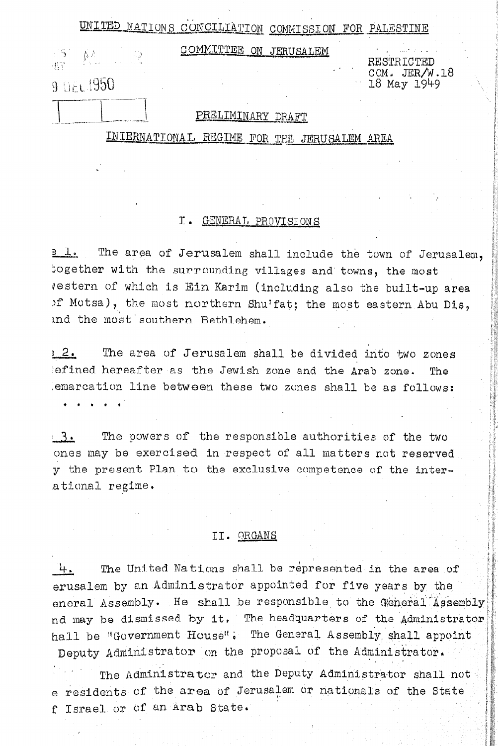UNITED NATIONS CONCILIATION COMMISSION FOR PALESTINE

COMMITTEE ON JERUSALEM

RESTRICTED
COM. JER/W.18
18 May 1949

9 DEC 1950

PRELIMINARY DRAFT

INTERNATIONAL REGIME FOR THE JERUSALEM AREA

## I. GENERAL PROVISIONS

1. The area of Jerusalem shall include the town of Jerusalem, together with the surrounding villages and towns, the most western of which is Ein Karim (including also the built-up area of Motsa), the most northern Shu'fat; the most eastern Abu Dis, and the most southern Bethlehem.

2. The area of Jerusalem shall be divided into two zones defined hereafter as the Jewish zone and the Arab zone. The demarcation line between these two zones shall be as follows:

. . . . .

3. The powers of the responsible authorities of the two zones may be exercised in respect of all matters not reserved by the present Plan to the exclusive competence of the international regime.

## II. ORGANS

4. The United Nations shall be represented in the area of Jerusalem by an Administrator appointed for five years by the General Assembly. He shall be responsible to the General Assembly and may be dismissed by it. The headquarters of the Administrator shall be "Government House". The General Assembly shall appoint a Deputy Administrator on the proposal of the Administrator.

The Administrator and the Deputy Administrator shall not be residents of the area of Jerusalem or nationals of the State of Israel or of an Arab State.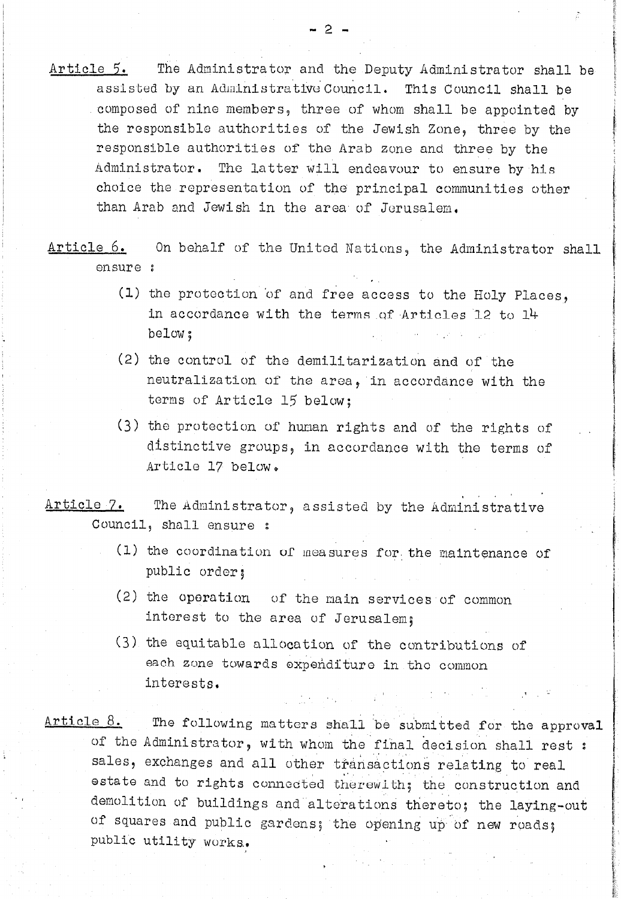Article 5. The Administrator and the Deputy Administrator shall be assisted by an Administrative Council. This Council shall be composed of nine members, three of whom shall be appointed by the responsible authorities of the Jewish Zone, three by the responsible authorities of the Arab zone and three by the Administrator. The latter will endeavour to ensure by his choice the representation of the principal communities other than Arab and Jewish in the area of Jerusalem.

Article 6. On behalf of the United Nations, the Administrator shall ensure :

(1) the protection of and free access to the Holy Places, in accordance with the terms of Articles 12 to 14 below;

(2) the control of the demilitarization and of the neutralization of the area, in accordance with the terms of Article 15 below;

(3) the protection of human rights and of the rights of distinctive groups, in accordance with the terms of Article 17 below.

Article 7. The Administrator, assisted by the Administrative Council, shall ensure :

(1) the coordination of measures for the maintenance of public order;

(2) the operation of the main services of common interest to the area of Jerusalem;

(3) the equitable allocation of the contributions of each zone towards expenditure in the common interests.

Article 8. The following matters shall be submitted for the approval of the Administrator, with whom the final decision shall rest : sales, exchanges and all other transactions relating to real estate and to rights connected therewith; the construction and demolition of buildings and alterations thereto; the laying-out of squares and public gardens; the opening up of new roads; public utility works.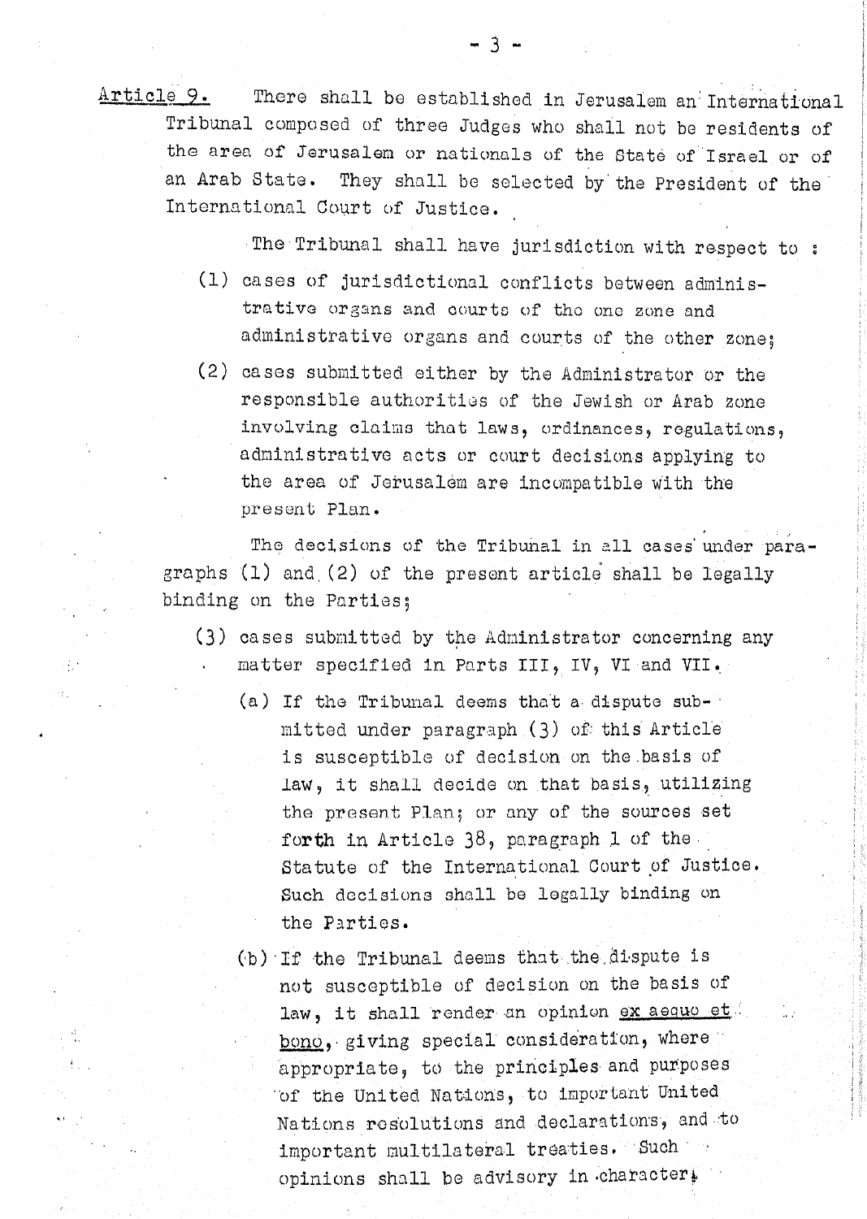<u>Article 9.</u> There shall be established in Jerusalem an International Tribunal composed of three Judges who shall not be residents of the area of Jerusalem or nationals of the State of Israel or of an Arab State. They shall be selected by the President of the International Court of Justice.

The Tribunal shall have jurisdiction with respect to :

(1) cases of jurisdictional conflicts between administrative organs and courts of the one zone and administrative organs and courts of the other zone;

(2) cases submitted either by the Administrator or the responsible authorities of the Jewish or Arab zone involving claims that laws, ordinances, regulations, administrative acts or court decisions applying to the area of Jerusalem are incompatible with the present Plan.

The decisions of the Tribunal in all cases under paragraphs (1) and (2) of the present article shall be legally binding on the Parties;

(3) cases submitted by the Administrator concerning any matter specified in Parts III, IV, VI and VII.

(a) If the Tribunal deems that a dispute submitted under paragraph (3) of this Article is susceptible of decision on the basis of law, it shall decide on that basis, utilizing the present Plan; or any of the sources set forth in Article 38, paragraph 1 of the Statute of the International Court of Justice. Such decisions shall be legally binding on the Parties.

(b) If the Tribunal deems that the dispute is not susceptible of decision on the basis of law, it shall render an opinion <u>ex aequo et bono</u>, giving special consideration, where appropriate, to the principles and purposes of the United Nations, to important United Nations resolutions and declarations, and to important multilateral treaties. Such opinions shall be advisory in character;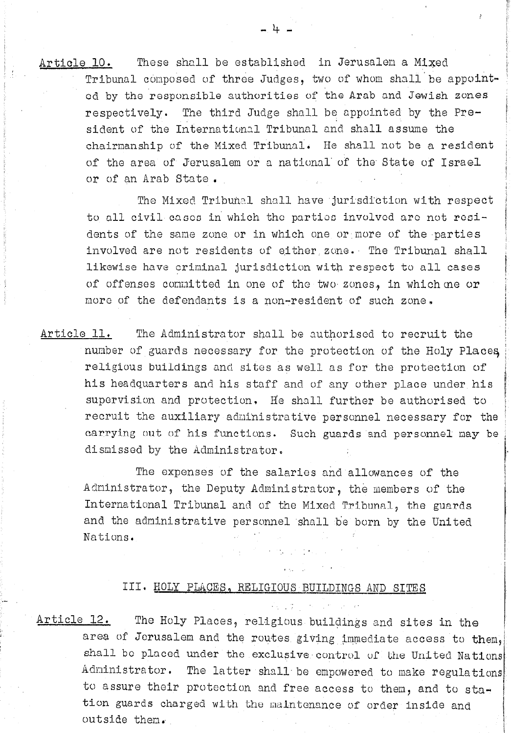Article 10. These shall be established in Jerusalem a Mixed Tribunal composed of three Judges, two of whom shall be appointed by the responsible authorities of the Arab and Jewish zones respectively. The third Judge shall be appointed by the President of the International Tribunal and shall assume the chairmanship of the Mixed Tribunal. He shall not be a resident of the area of Jerusalem or a national of the State of Israel or of an Arab State.

The Mixed Tribunal shall have jurisdiction with respect to all civil cases in which the parties involved are not residents of the same zone or in which one or more of the parties involved are not residents of either zone. The Tribunal shall likewise have criminal jurisdiction with respect to all cases of offenses committed in one of the two zones, in which one or more of the defendants is a non-resident of such zone.

Article 11. The Administrator shall be authorised to recruit the number of guards necessary for the protection of the Holy Places, religious buildings and sites as well as for the protection of his headquarters and his staff and of any other place under his supervision and protection. He shall further be authorised to recruit the auxiliary administrative personnel necessary for the carrying out of his functions. Such guards and personnel may be dismissed by the Administrator.

The expenses of the salaries and allowances of the Administrator, the Deputy Administrator, the members of the International Tribunal and of the Mixed Tribunal, the guards and the administrative personnel shall be born by the United Nations.

## III. HOLY PLACES, RELIGIOUS BUILDINGS AND SITES

Article 12. The Holy Places, religious buildings and sites in the area of Jerusalem and the routes giving immediate access to them, shall be placed under the exclusive control of the United Nations Administrator. The latter shall be empowered to make regulations to assure their protection and free access to them, and to station guards charged with the maintenance of order inside and outside them.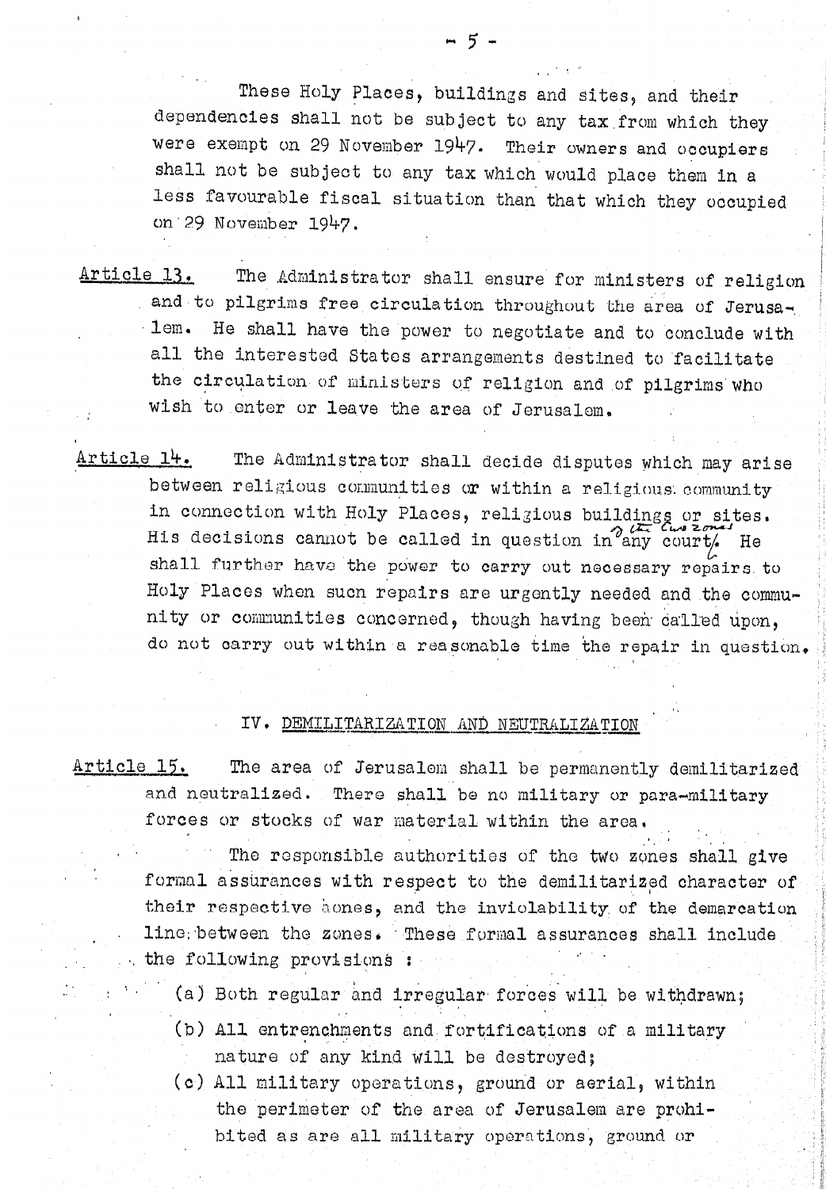These Holy Places, buildings and sites, and their dependencies shall not be subject to any tax from which they were exempt on 29 November 1947. Their owners and occupiers shall not be subject to any tax which would place them in a less favourable fiscal situation than that which they occupied on 29 November 1947.

Article 13. The Administrator shall ensure for ministers of religion and to pilgrims free circulation throughout the area of Jerusalem. He shall have the power to negotiate and to conclude with all the interested States arrangements destined to facilitate the circulation of ministers of religion and of pilgrims who wish to enter or leave the area of Jerusalem.

Article 14. The Administrator shall decide disputes which may arise between religious communities or within a religious community in connection with Holy Places, religious buildings or sites. His decisions cannot be called in question in any court of the two zones. He shall further have the power to carry out necessary repairs to Holy Places when such repairs are urgently needed and the community or communities concerned, though having been called upon, do not carry out within a reasonable time the repair in question.

## IV. DEMILITARIZATION AND NEUTRALIZATION

Article 15. The area of Jerusalem shall be permanently demilitarized and neutralized. There shall be no military or para-military forces or stocks of war material within the area.

The responsible authorities of the two zones shall give formal assurances with respect to the demilitarized character of their respective zones, and the inviolability of the demarcation line between the zones. These formal assurances shall include the following provisions :

(a) Both regular and irregular forces will be withdrawn;

(b) All entrenchments and fortifications of a military nature of any kind will be destroyed;

(c) All military operations, ground or aerial, within the perimeter of the area of Jerusalem are prohibited as are all military operations, ground or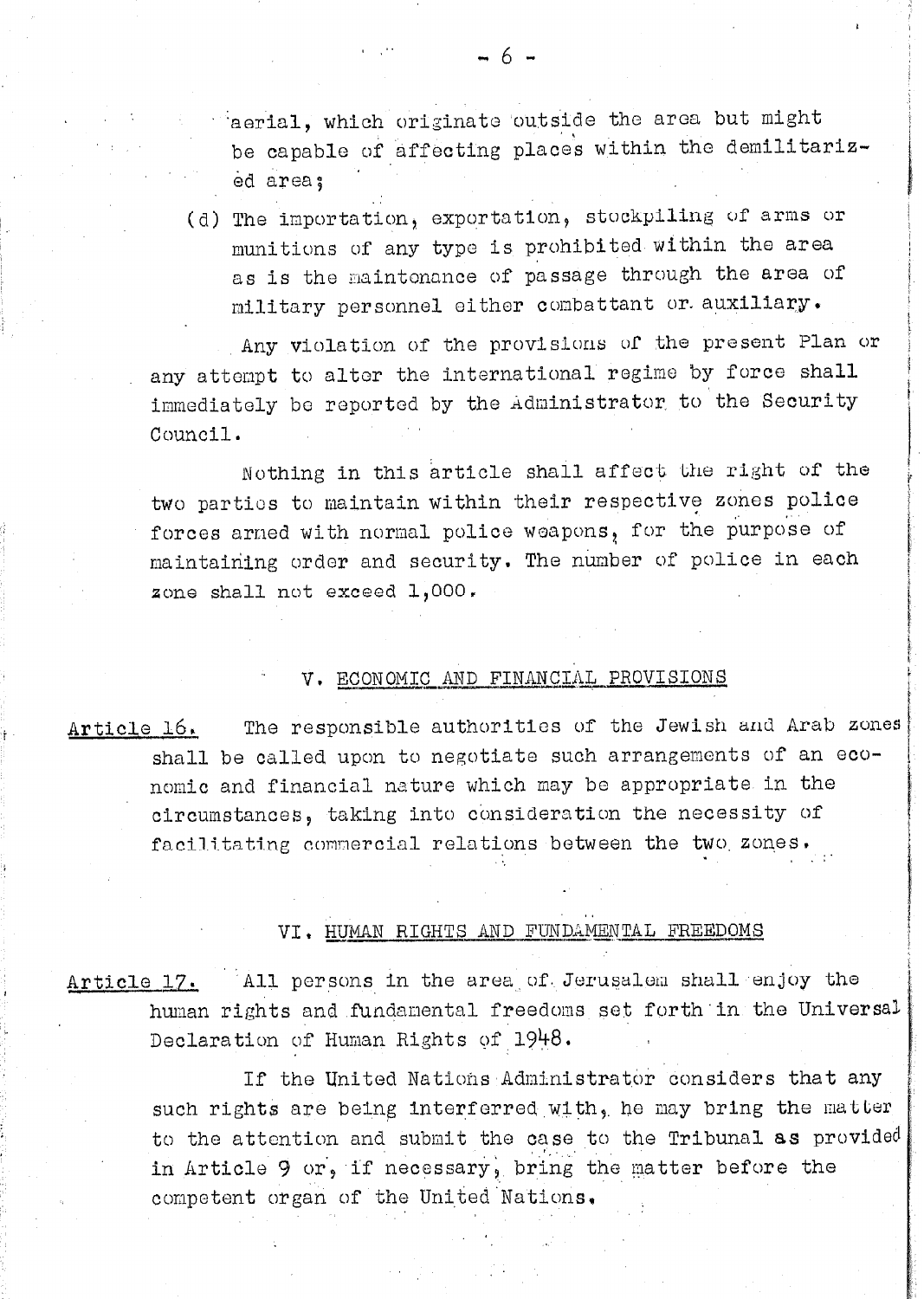aerial, which originate outside the area but might be capable of affecting places within the demilitarized area;

(d) The importation, exportation, stockpiling of arms or munitions of any type is prohibited within the area as is the maintenance of passage through the area of military personnel either combattant or auxiliary.

Any violation of the provisions of the present Plan or any attempt to alter the international regime by force shall immediately be reported by the Administrator to the Security Council.

Nothing in this article shall affect the right of the two parties to maintain within their respective zones police forces armed with normal police weapons, for the purpose of maintaining order and security. The number of police in each zone shall not exceed 1,000.

## V. ECONOMIC AND FINANCIAL PROVISIONS

Article 16. The responsible authorities of the Jewish and Arab zones shall be called upon to negotiate such arrangements of an economic and financial nature which may be appropriate in the circumstances, taking into consideration the necessity of facilitating commercial relations between the two zones.

## VI. HUMAN RIGHTS AND FUNDAMENTAL FREEDOMS

Article 17. All persons in the area of Jerusalem shall enjoy the human rights and fundamental freedoms set forth in the Universal Declaration of Human Rights of 1948.

If the United Nations Administrator considers that any such rights are being interferred with, he may bring the matter to the attention and submit the case to the Tribunal as provided in Article 9 or, if necessary, bring the matter before the competent organ of the United Nations.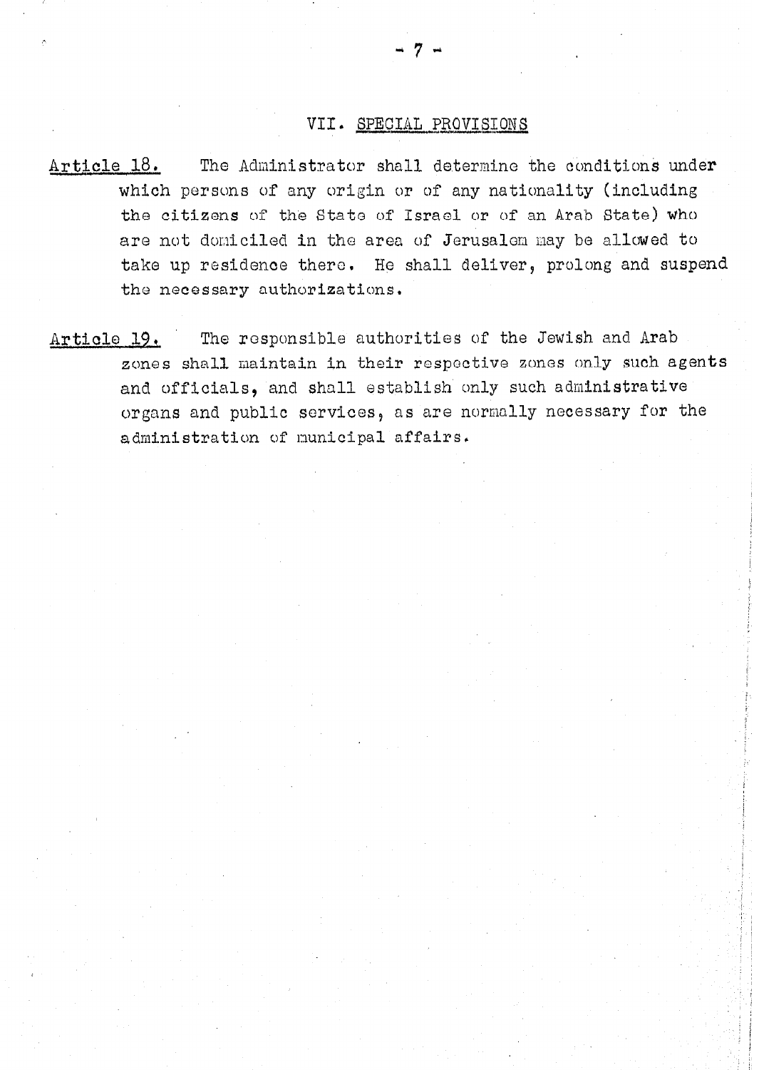## VII. SPECIAL PROVISIONS

**Article 18.** The Administrator shall determine the conditions under which persons of any origin or of any nationality (including the citizens of the State of Israel or of an Arab State) who are not domiciled in the area of Jerusalem may be allowed to take up residence there. He shall deliver, prolong and suspend the necessary authorizations.

**Article 19.** The responsible authorities of the Jewish and Arab zones shall maintain in their respective zones only such agents and officials, and shall establish only such administrative organs and public services, as are normally necessary for the administration of municipal affairs.